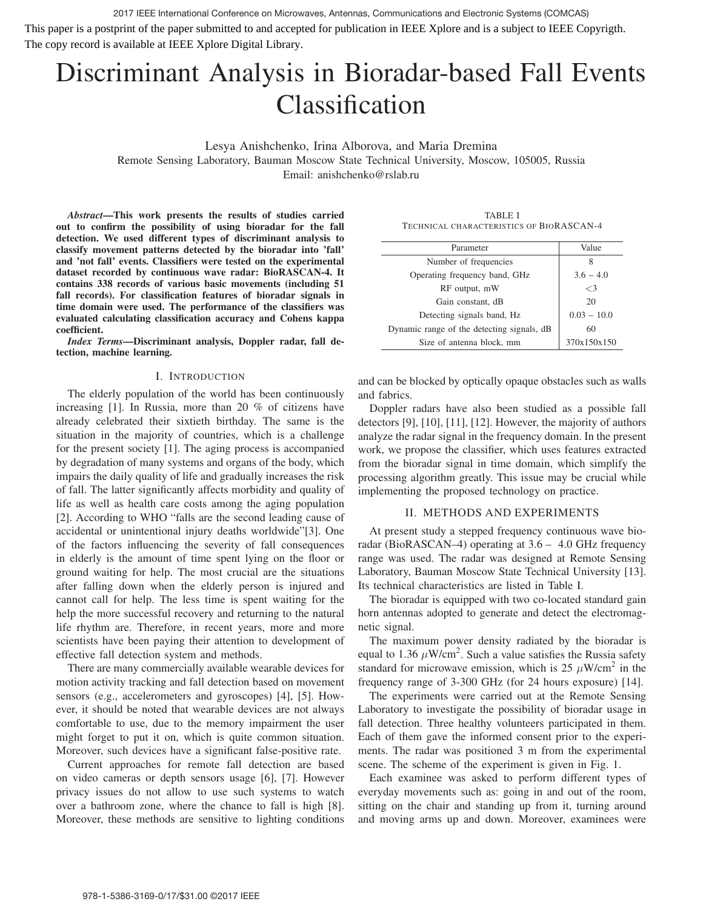This paper is a postprint of the paper submitted to and accepted for publication in IEEE Xplore and is a subject to IEEE Copyrigth. The copy record is available at IEEE Xplore Digital Library.

# Discriminant Analysis in Bioradar-based Fall Events Classification

Lesya Anishchenko, Irina Alborova, and Maria Dremina
Remote Sensing Laboratory, Bauman Moscow State Technical University, Moscow, 105005, Russia
Email: anishchenko@rslab.ru

***Abstract*—This work presents the results of studies carried out to confirm the possibility of using bioradar for the fall detection. We used different types of discriminant analysis to classify movement patterns detected by the bioradar into 'fall' and 'not fall' events. Classifiers were tested on the experimental dataset recorded by continuous wave radar: BioRASCAN-4. It contains 338 records of various basic movements (including 51 fall records). For classification features of bioradar signals in time domain were used. The performance of the classifiers was evaluated calculating classification accuracy and Cohens kappa coefficient.**

***Index Terms*—Discriminant analysis, Doppler radar, fall detection, machine learning.**

## I. Introduction

The elderly population of the world has been continuously increasing [1]. In Russia, more than 20 % of citizens have already celebrated their sixtieth birthday. The same is the situation in the majority of countries, which is a challenge for the present society [1]. The aging process is accompanied by degradation of many systems and organs of the body, which impairs the daily quality of life and gradually increases the risk of fall. The latter significantly affects morbidity and quality of life as well as health care costs among the aging population [2]. According to WHO "falls are the second leading cause of accidental or unintentional injury deaths worldwide"[3]. One of the factors influencing the severity of fall consequences in elderly is the amount of time spent lying on the floor or ground waiting for help. The most crucial are the situations after falling down when the elderly person is injured and cannot call for help. The less time is spent waiting for the help the more successful recovery and returning to the natural life rhythm are. Therefore, in recent years, more and more scientists have been paying their attention to development of effective fall detection system and methods.

There are many commercially available wearable devices for motion activity tracking and fall detection based on movement sensors (e.g., accelerometers and gyroscopes) [4], [5]. However, it should be noted that wearable devices are not always comfortable to use, due to the memory impairment the user might forget to put it on, which is quite common situation. Moreover, such devices have a significant false-positive rate.

Current approaches for remote fall detection are based on video cameras or depth sensors usage [6], [7]. However privacy issues do not allow to use such systems to watch over a bathroom zone, where the chance to fall is high [8]. Moreover, these methods are sensitive to lighting conditions and can be blocked by optically opaque obstacles such as walls and fabrics.

Doppler radars have also been studied as a possible fall detectors [9], [10], [11], [12]. However, the majority of authors analyze the radar signal in the frequency domain. In the present work, we propose the classifier, which uses features extracted from the bioradar signal in time domain, which simplify the processing algorithm greatly. This issue may be crucial while implementing the proposed technology on practice.

TABLE I
Technical characteristics of BioRASCAN-4

| Parameter | Value |
|---|---|
| Number of frequencies | 8 |
| Operating frequency band, GHz | 3.6 – 4.0 |
| RF output, mW | <3 |
| Gain constant, dB | 20 |
| Detecting signals band, Hz | 0.03 – 10.0 |
| Dynamic range of the detecting signals, dB | 60 |
| Size of antenna block, mm | 370x150x150 |

## II. Methods and Experiments

At present study a stepped frequency continuous wave bioradar (BioRASCAN–4) operating at 3.6 – 4.0 GHz frequency range was used. The radar was designed at Remote Sensing Laboratory, Bauman Moscow State Technical University [13]. Its technical characteristics are listed in Table I.

The bioradar is equipped with two co-located standard gain horn antennas adopted to generate and detect the electromagnetic signal.

The maximum power density radiated by the bioradar is equal to 1.36 $\mu$W/cm$^2$. Such a value satisfies the Russia safety standard for microwave emission, which is 25 $\mu$W/cm$^2$ in the frequency range of 3-300 GHz (for 24 hours exposure) [14].

The experiments were carried out at the Remote Sensing Laboratory to investigate the possibility of bioradar usage in fall detection. Three healthy volunteers participated in them. Each of them gave the informed consent prior to the experiments. The radar was positioned 3 m from the experimental scene. The scheme of the experiment is given in Fig. 1.

Each examinee was asked to perform different types of everyday movements such as: going in and out of the room, sitting on the chair and standing up from it, turning around and moving arms up and down. Moreover, examinees were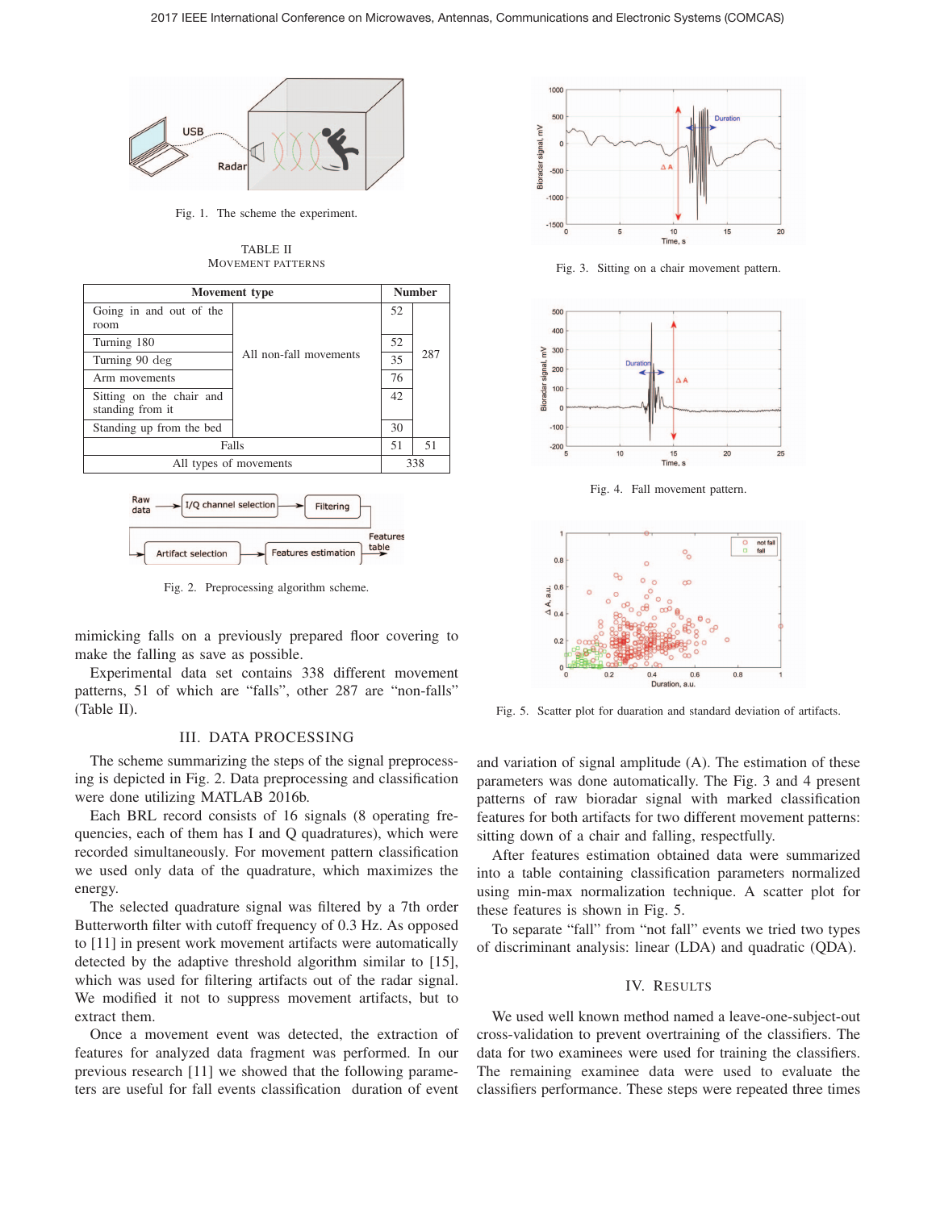Fig. 1. The scheme the experiment.

TABLE II
MOVEMENT PATTERNS

| Movement type | | Number | |
|---|---|---|---|
| Going in and out of the room | All non-fall movements | 52 | 287 |
| Turning 180 | | 52 | |
| Turning 90 deg | | 35 | |
| Arm movements | | 76 | |
| Sitting on the chair and standing from it | | 42 | |
| Standing up from the bed | | 30 | |
| Falls | | 51 | 51 |
| All types of movements | | 338 | |

Fig. 2. Preprocessing algorithm scheme.

mimicking falls on a previously prepared floor covering to make the falling as save as possible.

Experimental data set contains 338 different movement patterns, 51 of which are "falls", other 287 are "non-falls" (Table II).

## III. DATA PROCESSING

The scheme summarizing the steps of the signal preprocessing is depicted in Fig. 2. Data preprocessing and classification were done utilizing MATLAB 2016b.

Each BRL record consists of 16 signals (8 operating frequencies, each of them has I and Q quadratures), which were recorded simultaneously. For movement pattern classification we used only data of the quadrature, which maximizes the energy.

The selected quadrature signal was filtered by a 7th order Butterworth filter with cutoff frequency of 0.3 Hz. As opposed to [11] in present work movement artifacts were automatically detected by the adaptive threshold algorithm similar to [15], which was used for filtering artifacts out of the radar signal. We modified it not to suppress movement artifacts, but to extract them.

Once a movement event was detected, the extraction of features for analyzed data fragment was performed. In our previous research [11] we showed that the following parameters are useful for fall events classification duration of event and variation of signal amplitude (A). The estimation of these parameters was done automatically. The Fig. 3 and 4 present patterns of raw bioradar signal with marked classification features for both artifacts for two different movement patterns: sitting down of a chair and falling, respectfully.

Fig. 3. Sitting on a chair movement pattern.

Fig. 4. Fall movement pattern.

Fig. 5. Scatter plot for duaration and standard deviation of artifacts.

After features estimation obtained data were summarized into a table containing classification parameters normalized using min-max normalization technique. A scatter plot for these features is shown in Fig. 5.

To separate "fall" from "not fall" events we tried two types of discriminant analysis: linear (LDA) and quadratic (QDA).

## IV. RESULTS

We used well known method named a leave-one-subject-out cross-validation to prevent overtraining of the classifiers. The data for two examinees were used for training the classifiers. The remaining examinee data were used to evaluate the classifiers performance. These steps were repeated three times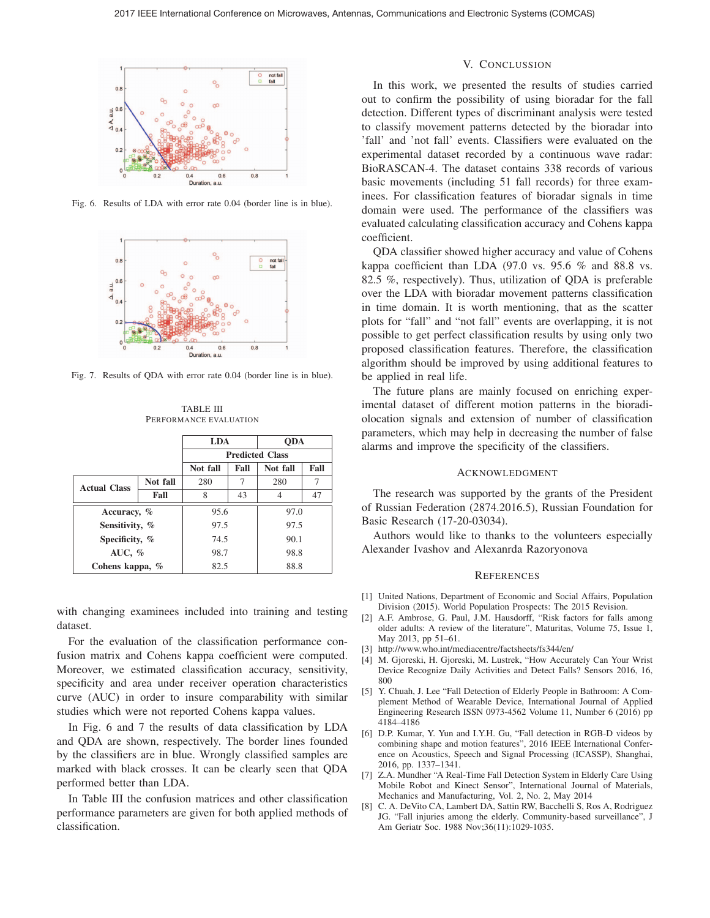Fig. 6. Results of LDA with error rate 0.04 (border line is in blue).

Fig. 7. Results of QDA with error rate 0.04 (border line is in blue).

TABLE III
PERFORMANCE EVALUATION

| | | LDA | | QDA | |
|---|---|---|---|---|---|
| | | Predicted Class | | | |
| | | Not fall | Fall | Not fall | Fall |
| **Actual Class** | **Not fall** | 280 | 7 | 280 | 7 |
| | **Fall** | 8 | 43 | 4 | 47 |
| **Accuracy, %** | | 95.6 | | 97.0 | |
| **Sensitivity, %** | | 97.5 | | 97.5 | |
| **Specificity, %** | | 74.5 | | 90.1 | |
| **AUC, %** | | 98.7 | | 98.8 | |
| **Cohens kappa, %** | | 82.5 | | 88.8 | |

with changing examinees included into training and testing dataset.

For the evaluation of the classification performance confusion matrix and Cohens kappa coefficient were computed. Moreover, we estimated classification accuracy, sensitivity, specificity and area under receiver operation characteristics curve (AUC) in order to insure comparability with similar studies which were not reported Cohens kappa values.

In Fig. 6 and 7 the results of data classification by LDA and QDA are shown, respectively. The border lines founded by the classifiers are in blue. Wrongly classified samples are marked with black crosses. It can be clearly seen that QDA performed better than LDA.

In Table III the confusion matrices and other classification performance parameters are given for both applied methods of classification.

## V. CONCLUSION

In this work, we presented the results of studies carried out to confirm the possibility of using bioradar for the fall detection. Different types of discriminant analysis were tested to classify movement patterns detected by the bioradar into 'fall' and 'not fall' events. Classifiers were evaluated on the experimental dataset recorded by a continuous wave radar: BioRASCAN-4. The dataset contains 338 records of various basic movements (including 51 fall records) for three examinees. For classification features of bioradar signals in time domain were used. The performance of the classifiers was evaluated calculating classification accuracy and Cohens kappa coefficient.

QDA classifier showed higher accuracy and value of Cohens kappa coefficient than LDA (97.0 vs. 95.6 % and 88.8 vs. 82.5 %, respectively). Thus, utilization of QDA is preferable over the LDA with bioradar movement patterns classification in time domain. It is worth mentioning, that as the scatter plots for "fall" and "not fall" events are overlapping, it is not possible to get perfect classification results by using only two proposed classification features. Therefore, the classification algorithm should be improved by using additional features to be applied in real life.

The future plans are mainly focused on enriching experimental dataset of different motion patterns in the bioradiolocation signals and extension of number of classification parameters, which may help in decreasing the number of false alarms and improve the specificity of the classifiers.

## ACKNOWLEDGMENT

The research was supported by the grants of the President of Russian Federation (2874.2016.5), Russian Foundation for Basic Research (17-20-03034).

Authors would like to thanks to the volunteers especially Alexander Ivashov and Alexanrda Razoryonova

## REFERENCES

[1] United Nations, Department of Economic and Social Affairs, Population Division (2015). World Population Prospects: The 2015 Revision.

[2] A.F. Ambrose, G. Paul, J.M. Hausdorff, "Risk factors for falls among older adults: A review of the literature", Maturitas, Volume 75, Issue 1, May 2013, pp 51–61.

[3] http://www.who.int/mediacentre/factsheets/fs344/en/

[4] M. Gjoreski, H. Gjoreski, M. Lustrek, "How Accurately Can Your Wrist Device Recognize Daily Activities and Detect Falls? Sensors 2016, 16, 800

[5] Y. Chuah, J. Lee "Fall Detection of Elderly People in Bathroom: A Complement Method of Wearable Device, International Journal of Applied Engineering Research ISSN 0973-4562 Volume 11, Number 6 (2016) pp 4184–4186

[6] D.P. Kumar, Y. Yun and I.Y.H. Gu, "Fall detection in RGB-D videos by combining shape and motion features", 2016 IEEE International Conference on Acoustics, Speech and Signal Processing (ICASSP), Shanghai, 2016, pp. 1337–1341.

[7] Z.A. Mundher "A Real-Time Fall Detection System in Elderly Care Using Mobile Robot and Kinect Sensor", International Journal of Materials, Mechanics and Manufacturing, Vol. 2, No. 2, May 2014

[8] C. A. DeVito CA, Lambert DC, Sattin RW, Bacchelli S, Ros A, Rodriguez JG. "Fall injuries among the elderly. Community-based surveillance", J Am Geriatr Soc. 1988 Nov;36(11):1029-1035.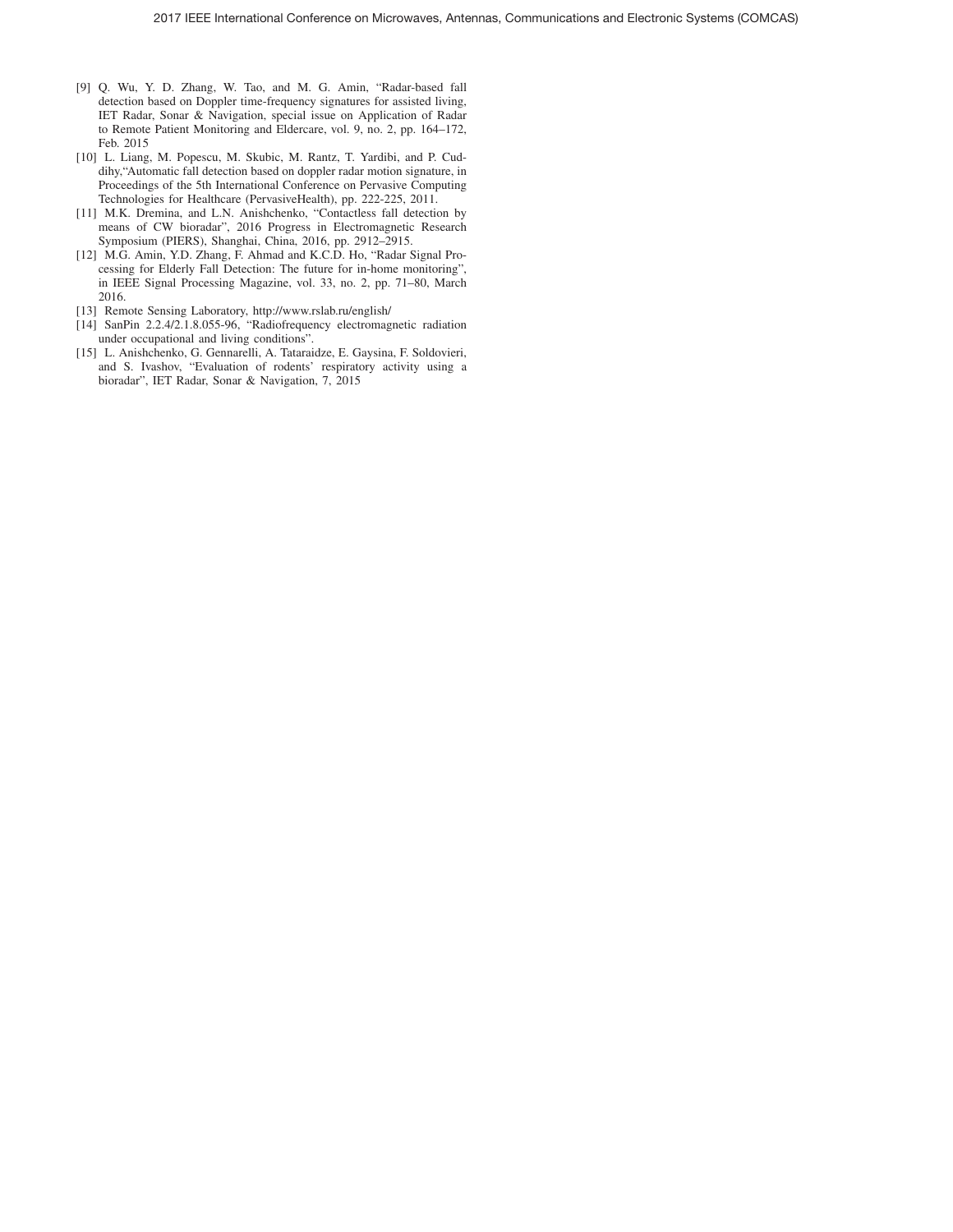[9] Q. Wu, Y. D. Zhang, W. Tao, and M. G. Amin, "Radar-based fall detection based on Doppler time-frequency signatures for assisted living, IET Radar, Sonar & Navigation, special issue on Application of Radar to Remote Patient Monitoring and Eldercare, vol. 9, no. 2, pp. 164–172, Feb. 2015

[10] L. Liang, M. Popescu, M. Skubic, M. Rantz, T. Yardibi, and P. Cuddihy,"Automatic fall detection based on doppler radar motion signature, in Proceedings of the 5th International Conference on Pervasive Computing Technologies for Healthcare (PervasiveHealth), pp. 222-225, 2011.

[11] M.K. Dremina, and L.N. Anishchenko, "Contactless fall detection by means of CW bioradar", 2016 Progress in Electromagnetic Research Symposium (PIERS), Shanghai, China, 2016, pp. 2912–2915.

[12] M.G. Amin, Y.D. Zhang, F. Ahmad and K.C.D. Ho, "Radar Signal Processing for Elderly Fall Detection: The future for in-home monitoring", in IEEE Signal Processing Magazine, vol. 33, no. 2, pp. 71–80, March 2016.

[13] Remote Sensing Laboratory, http://www.rslab.ru/english/

[14] SanPin 2.2.4/2.1.8.055-96, "Radiofrequency electromagnetic radiation under occupational and living conditions".

[15] L. Anishchenko, G. Gennarelli, A. Tataraidze, E. Gaysina, F. Soldovieri, and S. Ivashov, "Evaluation of rodents' respiratory activity using a bioradar", IET Radar, Sonar & Navigation, 7, 2015